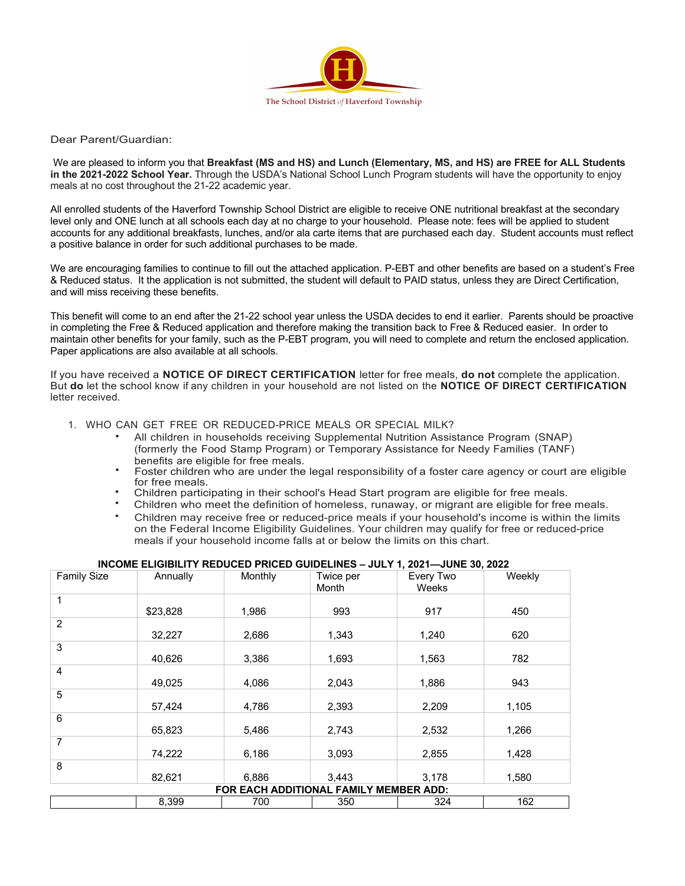The School District of Haverford Township

Dear Parent/Guardian:

We are pleased to inform you that **Breakfast (MS and HS) and Lunch (Elementary, MS, and HS) are FREE for ALL Students in the 2021-2022 School Year.** Through the USDA's National School Lunch Program students will have the opportunity to enjoy meals at no cost throughout the 21-22 academic year.

All enrolled students of the Haverford Township School District are eligible to receive ONE nutritional breakfast at the secondary level only and ONE lunch at all schools each day at no charge to your household. Please note: fees will be applied to student accounts for any additional breakfasts, lunches, and/or ala carte items that are purchased each day. Student accounts must reflect a positive balance in order for such additional purchases to be made.

We are encouraging families to continue to fill out the attached application. P-EBT and other benefits are based on a student's Free & Reduced status. It the application is not submitted, the student will default to PAID status, unless they are Direct Certification, and will miss receiving these benefits.

This benefit will come to an end after the 21-22 school year unless the USDA decides to end it earlier. Parents should be proactive in completing the Free & Reduced application and therefore making the transition back to Free & Reduced easier. In order to maintain other benefits for your family, such as the P-EBT program, you will need to complete and return the enclosed application. Paper applications are also available at all schools.

If you have received a **NOTICE OF DIRECT CERTIFICATION** letter for free meals, **do not** complete the application. But **do** let the school know if any children in your household are not listed on the **NOTICE OF DIRECT CERTIFICATION** letter received.

1. WHO CAN GET FREE OR REDUCED-PRICE MEALS OR SPECIAL MILK?
   - All children in households receiving Supplemental Nutrition Assistance Program (SNAP) (formerly the Food Stamp Program) or Temporary Assistance for Needy Families (TANF) benefits are eligible for free meals.
   - Foster children who are under the legal responsibility of a foster care agency or court are eligible for free meals.
   - Children participating in their school's Head Start program are eligible for free meals.
   - Children who meet the definition of homeless, runaway, or migrant are eligible for free meals.
   - Children may receive free or reduced-price meals if your household's income is within the limits on the Federal Income Eligibility Guidelines. Your children may qualify for free or reduced-price meals if your household income falls at or below the limits on this chart.

**INCOME ELIGIBILITY REDUCED PRICED GUIDELINES – JULY 1, 2021—JUNE 30, 2022**

| Family Size | Annually | Monthly | Twice per Month | Every Two Weeks | Weekly |
|---|---|---|---|---|---|
| 1 | $23,828 | 1,986 | 993 | 917 | 450 |
| 2 | 32,227 | 2,686 | 1,343 | 1,240 | 620 |
| 3 | 40,626 | 3,386 | 1,693 | 1,563 | 782 |
| 4 | 49,025 | 4,086 | 2,043 | 1,886 | 943 |
| 5 | 57,424 | 4,786 | 2,393 | 2,209 | 1,105 |
| 6 | 65,823 | 5,486 | 2,743 | 2,532 | 1,266 |
| 7 | 74,222 | 6,186 | 3,093 | 2,855 | 1,428 |
| 8 | 82,621 | 6,886 | 3,443 | 3,178 | 1,580 |
| **FOR EACH ADDITIONAL FAMILY MEMBER ADD:** | | | | | |
| | 8,399 | 700 | 350 | 324 | 162 |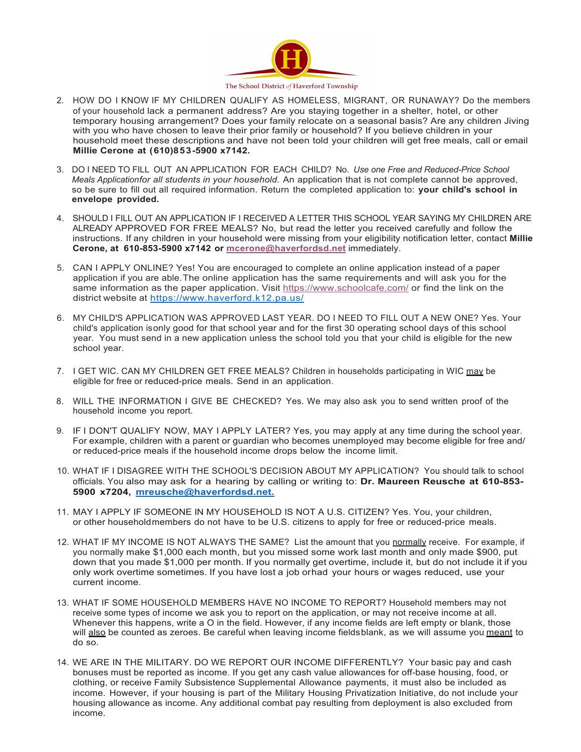The School District *of* Haverford Township

2. HOW DO I KNOW IF MY CHILDREN QUALIFY AS HOMELESS, MIGRANT, OR RUNAWAY? Do the members of your household lack a permanent address? Are you staying together in a shelter, hotel, or other temporary housing arrangement? Does your family relocate on a seasonal basis? Are any children Jiving with you who have chosen to leave their prior family or household? If you believe children in your household meet these descriptions and have not been told your children will get free meals, call or email **Millie Cerone at (610)853-5900 x7142.**

3. DO I NEED TO FILL OUT AN APPLICATION FOR EACH CHILD? No. *Use one Free and Reduced-Price School Meals Applicationfor all students in your household.* An application that is not complete cannot be approved, so be sure to fill out all required information. Return the completed application to: **your child's school in envelope provided.**

4. SHOULD I FILL OUT AN APPLICATION IF I RECEIVED A LETTER THIS SCHOOL YEAR SAYING MY CHILDREN ARE ALREADY APPROVED FOR FREE MEALS? No, but read the letter you received carefully and follow the instructions. If any children in your household were missing from your eligibility notification letter, contact **Millie Cerone, at 610-853-5900 x7142 or mcerone@haverfordsd.net** immediately.

5. CAN I APPLY ONLINE? Yes! You are encouraged to complete an online application instead of a paper application if you are able.The online application has the same requirements and will ask you for the same information as the paper application. Visit https://www.schoolcafe.com/ or find the link on the district website at https://www.haverford.k12.pa.us/

6. MY CHILD'S APPLICATION WAS APPROVED LAST YEAR. DO I NEED TO FILL OUT A NEW ONE? Yes. Your child's application isonly good for that school year and for the first 30 operating school days of this school year. You must send in a new application unless the school told you that your child is eligible for the new school year.

7. I GET WIC. CAN MY CHILDREN GET FREE MEALS? Children in households participating in WIC may be eligible for free or reduced-price meals. Send in an application.

8. WILL THE INFORMATION I GIVE BE CHECKED? Yes. We may also ask you to send written proof of the household income you report.

9. IF I DON'T QUALIFY NOW, MAY I APPLY LATER? Yes, you may apply at any time during the school year. For example, children with a parent or guardian who becomes unemployed may become eligible for free and/ or reduced-price meals if the household income drops below the income limit.

10. WHAT IF I DISAGREE WITH THE SCHOOL'S DECISION ABOUT MY APPLICATION? You should talk to school officials. You also may ask for a hearing by calling or writing to: **Dr. Maureen Reusche at 610-853-5900 x7204, mreusche@haverfordsd.net.**

11. MAY I APPLY IF SOMEONE IN MY HOUSEHOLD IS NOT A U.S. CITIZEN? Yes. You, your children, or other householdmembers do not have to be U.S. citizens to apply for free or reduced-price meals.

12. WHAT IF MY INCOME IS NOT ALWAYS THE SAME? List the amount that you normally receive. For example, if you normally make $1,000 each month, but you missed some work last month and only made $900, put down that you made $1,000 per month. If you normally get overtime, include it, but do not include it if you only work overtime sometimes. If you have lost a job orhad your hours or wages reduced, use your current income.

13. WHAT IF SOME HOUSEHOLD MEMBERS HAVE NO INCOME TO REPORT? Household members may not receive some types of income we ask you to report on the application, or may not receive income at all. Whenever this happens, write a O in the field. However, if any income fields are left empty or blank, those will also be counted as zeroes. Be careful when leaving income fieldsblank, as we will assume you meant to do so.

14. WE ARE IN THE MILITARY. DO WE REPORT OUR INCOME DIFFERENTLY? Your basic pay and cash bonuses must be reported as income. If you get any cash value allowances for off-base housing, food, or clothing, or receive Family Subsistence Supplemental Allowance payments, it must also be included as income. However, if your housing is part of the Military Housing Privatization Initiative, do not include your housing allowance as income. Any additional combat pay resulting from deployment is also excluded from income.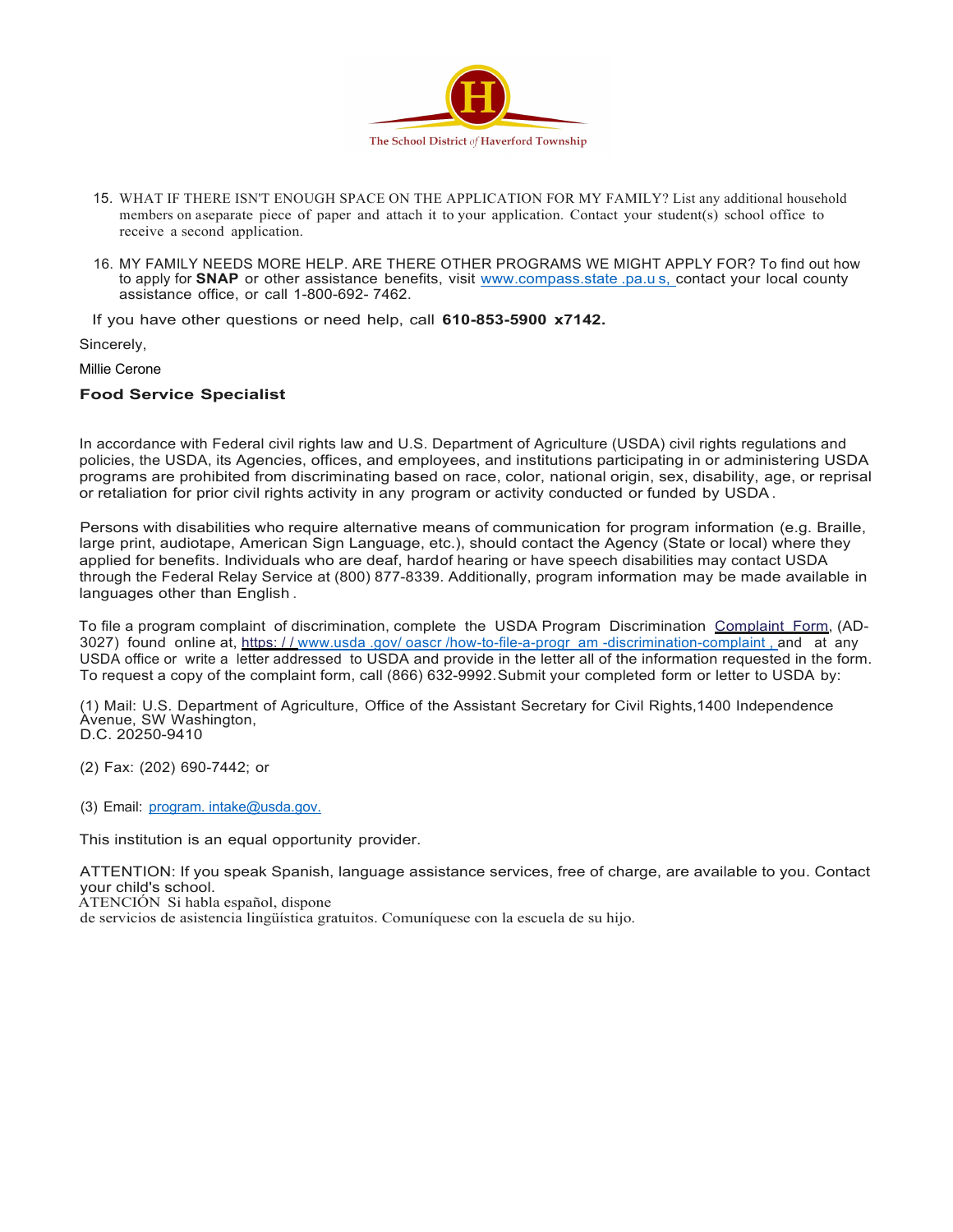15. WHAT IF THERE ISN'T ENOUGH SPACE ON THE APPLICATION FOR MY FAMILY? List any additional household members on aseparate piece of paper and attach it to your application. Contact your student(s) school office to receive a second application.

16. MY FAMILY NEEDS MORE HELP. ARE THERE OTHER PROGRAMS WE MIGHT APPLY FOR? To find out how to apply for **SNAP** or other assistance benefits, visit www.compass.state .pa.u s, contact your local county assistance office, or call 1-800-692- 7462.

If you have other questions or need help, call **610-853-5900 x7142.**

Sincerely,

Millie Cerone

**Food Service Specialist**

In accordance with Federal civil rights law and U.S. Department of Agriculture (USDA) civil rights regulations and policies, the USDA, its Agencies, offices, and employees, and institutions participating in or administering USDA programs are prohibited from discriminating based on race, color, national origin, sex, disability, age, or reprisal or retaliation for prior civil rights activity in any program or activity conducted or funded by USDA.

Persons with disabilities who require alternative means of communication for program information (e.g. Braille, large print, audiotape, American Sign Language, etc.), should contact the Agency (State or local) where they applied for benefits. Individuals who are deaf, hardof hearing or have speech disabilities may contact USDA through the Federal Relay Service at (800) 877-8339. Additionally, program information may be made available in languages other than English.

To file a program complaint of discrimination, complete the USDA Program Discrimination Complaint Form, (AD-3027) found online at, https: / / www.usda .gov/ oascr /how-to-file-a-progr am -discrimination-complaint , and at any USDA office or write a letter addressed to USDA and provide in the letter all of the information requested in the form. To request a copy of the complaint form, call (866) 632-9992. Submit your completed form or letter to USDA by:

(1) Mail: U.S. Department of Agriculture, Office of the Assistant Secretary for Civil Rights,1400 Independence Avenue, SW Washington, D.C. 20250-9410

(2) Fax: (202) 690-7442; or

(3) Email: program. intake@usda.gov.

This institution is an equal opportunity provider.

ATTENTION: If you speak Spanish, language assistance services, free of charge, are available to you. Contact your child's school.
ATENCIÓN Si habla español, dispone de servicios de asistencia lingüística gratuitos. Comuníquese con la escuela de su hijo.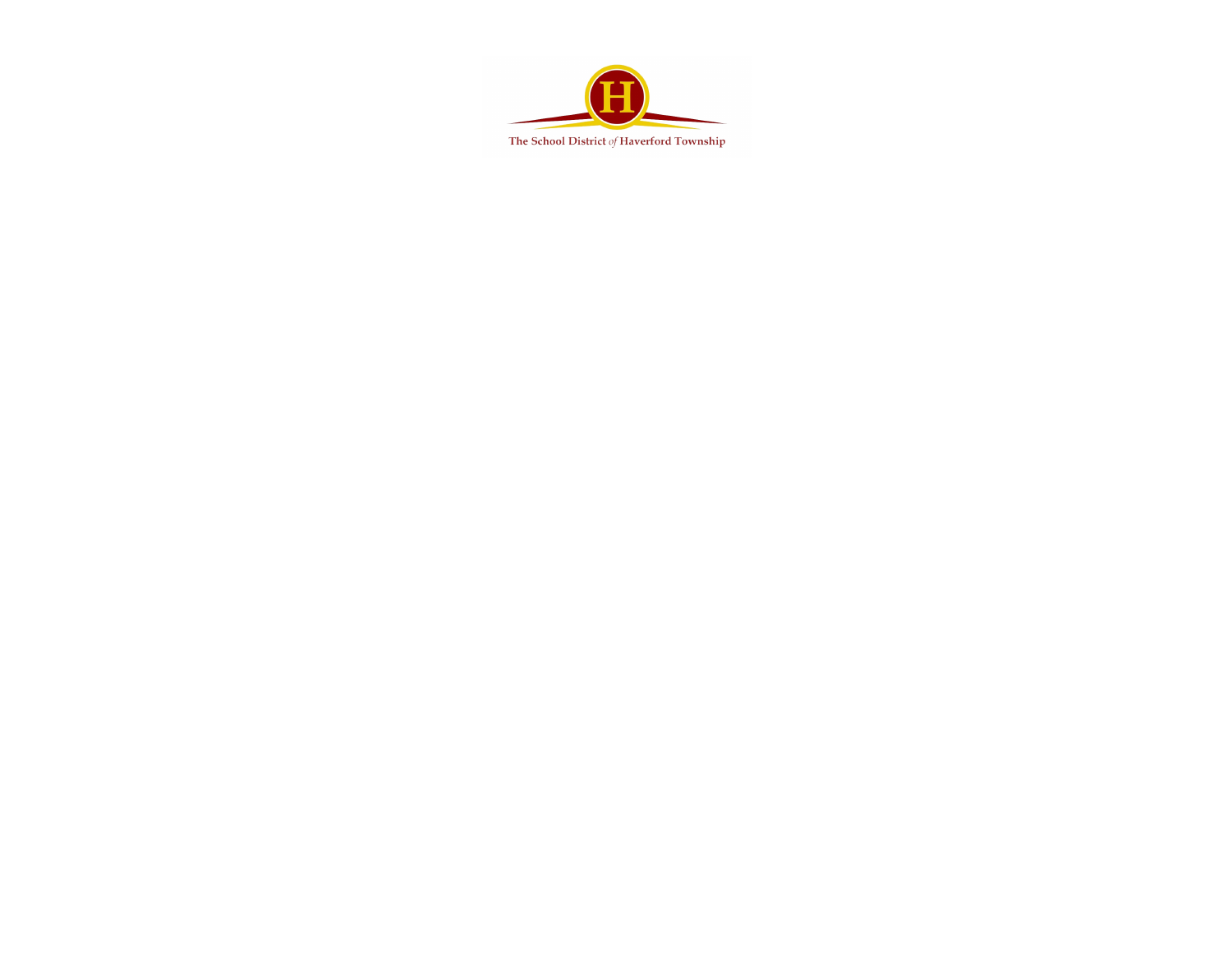The School District *of* Haverford Township